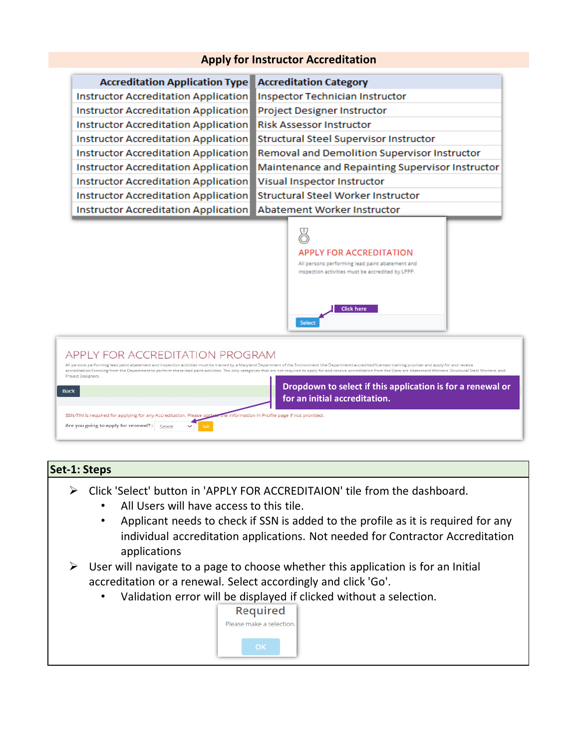## Apply for Instructor Accreditation

| Accreditation Application Type | Accreditation Category |
|---|---|
| Instructor Accreditation Application | Inspector Technician Instructor |
| Instructor Accreditation Application | Project Designer Instructor |
| Instructor Accreditation Application | Risk Assessor Instructor |
| Instructor Accreditation Application | Structural Steel Supervisor Instructor |
| Instructor Accreditation Application | Removal and Demolition Supervisor Instructor |
| Instructor Accreditation Application | Maintenance and Repainting Supervisor Instructor |
| Instructor Accreditation Application | Visual Inspector Instructor |
| Instructor Accreditation Application | Structural Steel Worker Instructor |
| Instructor Accreditation Application | Abatement Worker Instructor |

APPLY FOR ACCREDITATION

All persons performing lead paint abatement and inspection activities must be accredited by LPPP.

Click here

Select

APPLY FOR ACCREDITATION PROGRAM

All persons performing lead paint abatement and inspection activities must be trained by a Maryland Department of the Environment (the Department) accredited/licensed training provider and apply for and receive accreditation/licensing from the Department to perform these lead paint activities. The only categories that are not required to apply for and receive accreditation from the State are Abatement Workers, Structural Steel Workers, and Project Designers.

Back

Dropdown to select if this application is for a renewal or for an initial accreditation.

SSN/TIN is required for applying for any Accreditation. Please update the information in Profile page if not provided.

Are you going to apply for renewal? : Select Go

### Set-1: Steps

- Click 'Select' button in 'APPLY FOR ACCREDITAION' tile from the dashboard.
  - All Users will have access to this tile.
  - Applicant needs to check if SSN is added to the profile as it is required for any individual accreditation applications. Not needed for Contractor Accreditation applications
- User will navigate to a page to choose whether this application is for an Initial accreditation or a renewal. Select accordingly and click 'Go'.
  - Validation error will be displayed if clicked without a selection.

Required

Please make a selection.

OK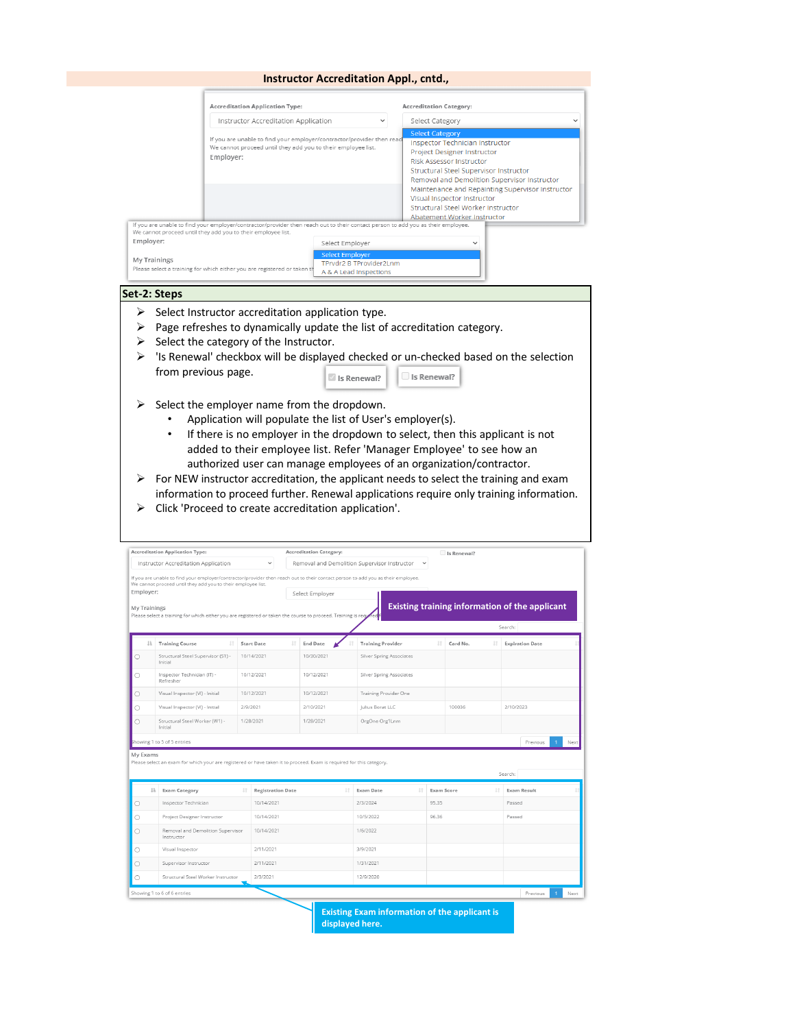## Instructor Accreditation Appl., cntd.,

Accreditation Application Type:

Instructor Accreditation Application

If you are unable to find your employer/contractor/provider then reach out to their contact person to add you as their employee.
We cannot proceed until they add you to their employee list.

Employer:

Accreditation Category:

Select Category

- Select Category
- Inspector Technician Instructor
- Project Designer Instructor
- Risk Assessor Instructor
- Structural Steel Supervisor Instructor
- Removal and Demolition Supervisor Instructor
- Maintenance and Repainting Supervisor Instructor
- Visual Inspector Instructor
- Structural Steel Worker Instructor
- Abatement Worker Instructor

If you are unable to find your employer/contractor/provider then reach out to their contact person to add you as their employee.
We cannot proceed until they add you to their employee list.

Employer:

Select Employer

- Select Employer
- TPrvdr2 B TProvider2Lnm
- A & A Lead Inspections

My Trainings

Please select a training for which either you are registered or taken th...

### Set-2: Steps

- Select Instructor accreditation application type.
- Page refreshes to dynamically update the list of accreditation category.
- Select the category of the Instructor.
- 'Is Renewal' checkbox will be displayed checked or un-checked based on the selection from previous page. ☑ Is Renewal? ☐ Is Renewal?
- Select the employer name from the dropdown.
  - Application will populate the list of User's employer(s).
  - If there is no employer in the dropdown to select, then this applicant is not added to their employee list. Refer 'Manager Employee' to see how an authorized user can manage employees of an organization/contractor.
- For NEW instructor accreditation, the applicant needs to select the training and exam information to proceed further. Renewal applications require only training information.
- Click 'Proceed to create accreditation application'.

Accreditation Application Type: Instructor Accreditation Application

Accreditation Category: Removal and Demolition Supervisor Instructor

☐ Is Renewal?

If you are unable to find your employer/contractor/provider then reach out to their contact person to add you as their employee.
We cannot proceed until they add you to their employee list.

Employer: Select Employer

My Trainings

Please select a training for which either you are registered or taken the course to proceed. Training is required...

**Existing training information of the applicant**

| | Training Course | Start Date | End Date | Training Provider | Card No. | Expiration Date |
|---|---|---|---|---|---|---|
| ○ | Structural Steel Supervisor (S1) - Initial | 10/14/2021 | 10/30/2021 | Silver Spring Associates | | |
| ○ | Inspector Technician (IT) - Refresher | 10/12/2021 | 10/12/2021 | Silver Spring Associates | | |
| ○ | Visual Inspector (VI) - Initial | 10/12/2021 | 10/12/2021 | Training Provider One | | |
| ○ | Visual Inspector (VI) - Initial | 2/9/2021 | 2/10/2021 | Julius Borat LLC | 100036 | 2/10/2023 |
| ○ | Structural Steel Worker (W1) - Initial | 1/28/2021 | 1/28/2021 | OrgOne Org1Lnm | | |

Showing 1 to 5 of 5 entries

My Exams

Please select an exam for which your are registered or have taken it to proceed. Exam is required for this category.

| | Exam Category | Registration Date | Exam Date | Exam Score | Exam Result |
|---|---|---|---|---|---|
| ○ | Inspector Technician | 10/14/2021 | 2/3/2024 | 95.35 | Passed |
| ○ | Project Designer Instructor | 10/14/2021 | 10/5/2022 | 96.36 | Passed |
| ○ | Removal and Demolition Supervisor Instructor | 10/14/2021 | 1/6/2022 | | |
| ○ | Visual Inspector | 2/11/2021 | 3/9/2021 | | |
| ○ | Supervisor Instructor | 2/11/2021 | 1/31/2021 | | |
| ○ | Structural Steel Worker Instructor | 2/3/2021 | 12/9/2020 | | |

Showing 1 to 6 of 6 entries

**Existing Exam information of the applicant is displayed here.**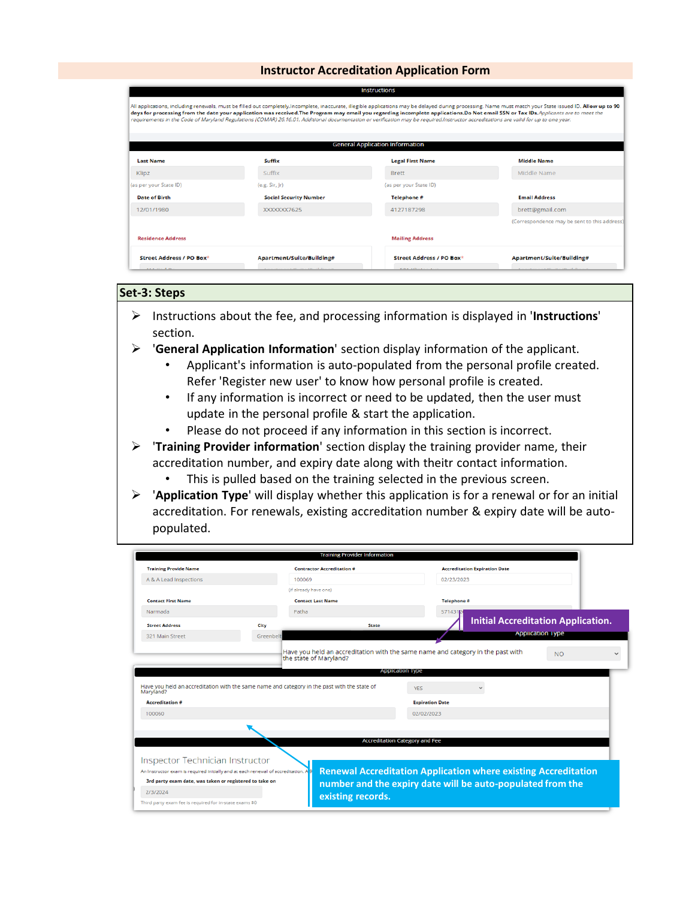## Instructor Accreditation Application Form

**Instructions**

All applications, including renewals, must be filled out completely.Incomplete, inaccurate, illegible applications may be delayed during processing. Name must match your State issued ID. **Allow up to 90 days for processing from the date your application was received.The Program may email you regarding incomplete applications.Do Not email SSN or Tax IDs.** *Applicants are to meet the requirements in the Code of Maryland Regulations (COMAR) 26.16.01. Additional documentation or verification may be required.Instructor accreditations are valid for up to one year.*

**General Application Information**

| Last Name | Suffix | Legal First Name | Middle Name |
|---|---|---|---|
| Klipz | Suffix | Brett | Middle Name |
| (as per your State ID) | (e.g. Sir, Jr) | (as per your State ID) | |

| Date of Birth | Social Security Number | Telephone # | Email Address |
|---|---|---|---|
| 12/01/1980 | XXXXXXX7625 | 4127187298 | brett@gmail.com |
| | | | (Correspondence may be sent to this address) |

Residence Address

| Street Address / PO Box* | Apartment/Suite/Building# |
|---|---|

Mailing Address

| Street Address / PO Box* | Apartment/Suite/Building# |
|---|---|

## Set-3: Steps

- Instructions about the fee, and processing information is displayed in '**Instructions**' section.
- '**General Application Information**' section display information of the applicant.
  - Applicant's information is auto-populated from the personal profile created. Refer 'Register new user' to know how personal profile is created.
  - If any information is incorrect or need to be updated, then the user must update in the personal profile & start the application.
  - Please do not proceed if any information in this section is incorrect.
- '**Training Provider information**' section display the training provider name, their accreditation number, and expiry date along with theitr contact information.
  - This is pulled based on the training selected in the previous screen.
- '**Application Type**' will display whether this application is for a renewal or for an initial accreditation. For renewals, existing accreditation number & expiry date will be auto-populated.

**Training Provider Information**

| Training Provide Name | Contractor Accreditation # | Accreditation Expiration Date |
|---|---|---|
| A & A Lead Inspections | 100069 | 02/23/2023 |
| | (if already have one) | |

| Contact First Name | Contact Last Name | Telephone # |
|---|---|---|
| Narmada | Patha | 57143 |

| Street Address | City | State |
|---|---|---|
| 321 Main Street | Greenbelt | |

**Initial Accreditation Application.**

**Application Type**

Have you held an accreditation with the same name and category in the past with the state of Maryland? NO

**Application Type**

Have you held an accreditation with the same name and category in the past with the state of Maryland? YES

| Accreditation # | Expiration Date |
|---|---|
| 100060 | 02/02/2023 |

**Accreditation Category and Fee**

Inspector Technician Instructor

An Instructor exam is required initially and at each renewal of accreditation. A

3rd party exam date, was taken or registered to take on

2/3/2024

Third party exam fee is required for in-state exams $0

**Renewal Accreditation Application where existing Accreditation number and the expiry date will be auto-populated from the existing records.**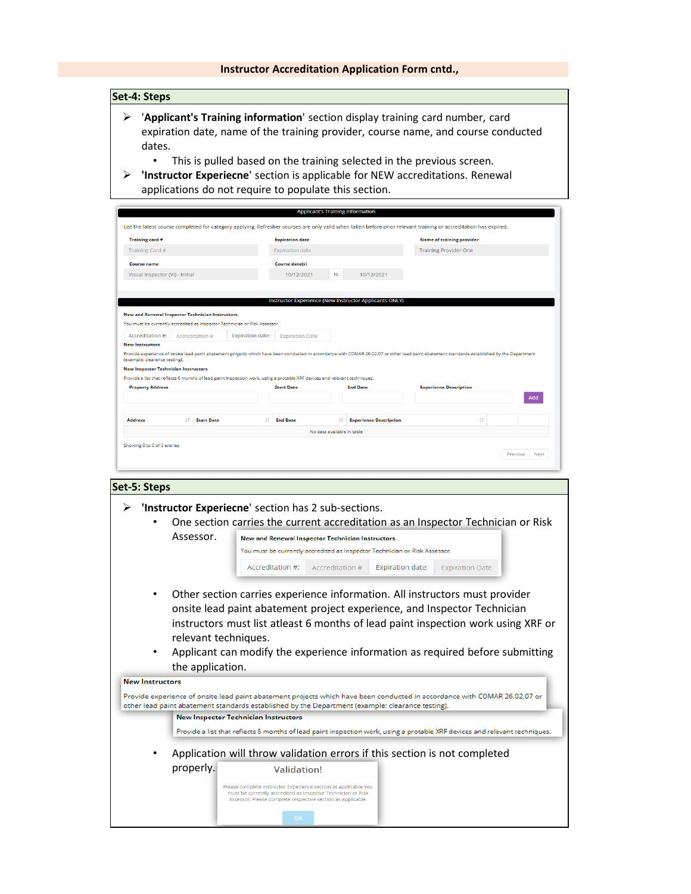**Instructor Accreditation Application Form cntd.,**

## Set-4: Steps

- '**Applicant's Training information**' section display training card number, card expiration date, name of the training provider, course name, and course conducted dates.
  - This is pulled based on the training selected in the previous screen.
- '**Instructor Experiecne**' section is applicable for NEW accreditations. Renewal applications do not require to populate this section.

Applicant's Training Information

List the latest course completed for category applying. Refresher courses are only valid when taken before prior relevant training or accreditation has expired.

| Training card # | Expiration date | Name of training provider |
|---|---|---|
| Training Card # | Expiration date | Training Provider One |

| Course name | Course date(s) |
|---|---|
| Visual Inspector (VI) - Initial | 10/12/2021 to 10/12/2021 |

Instructor Experience (New Instructor Applicants ONLY)

**New and Renewal Inspector Technician Instructors**

You must be currently accredited as Inspector Technician or Risk Assessor.

Accreditation #: Accreditation # Expiration date: Expiration Date

**New Instructors**

Provide experience of onsite lead paint abatement projects which have been conducted in accordance with COMAR 26.02.07 or other lead paint abatement standards established by the Department (example: clearance testing).

**New Inspector Technician Instructors**

Provide a list that reflects 6 months of lead paint inspection work, using a protable XRF devices and relevant techniques.

Property Address | Start Date | End Date | Experience Description | Add

| Address | Start Date | End Date | Experience Description | | |
|---|---|---|---|---|---|
| No data available in table | | | | | |

Showing 0 to 0 of 0 entries

Previous Next

## Set-5: Steps

- '**Instructor Experiecne**' section has 2 sub-sections.
  - One section carries the current accreditation as an Inspector Technician or Risk Assessor.

**New and Renewal Inspector Technician Instructors**

You must be currently accredited as Inspector Technician or Risk Assessor.

Accreditation #: Accreditation # Expiration date: Expiration Date

  - Other section carries experience information. All instructors must provider onsite lead paint abatement project experience, and Inspector Technician instructors must list atleast 6 months of lead paint inspection work using XRF or relevant techniques.
  - Applicant can modify the experience information as required before submitting the application.

**New Instructors**

Provide experience of onsite lead paint abatement projects which have been conducted in accordance with COMAR 26.02.07 or other lead paint abatement standards established by the Department (example: clearance testing).

**New Inspector Technician Instructors**

Provide a list that reflects 6 months of lead paint inspection work, using a protable XRF devices and relevant techniques.

  - Application will throw validation errors if this section is not completed properly.

Validation!

Please complete Instructor Experience section as applicable.You must be currently accredited as Inspector Technician or Risk Assessor. Please complete respective section as applicable.

OK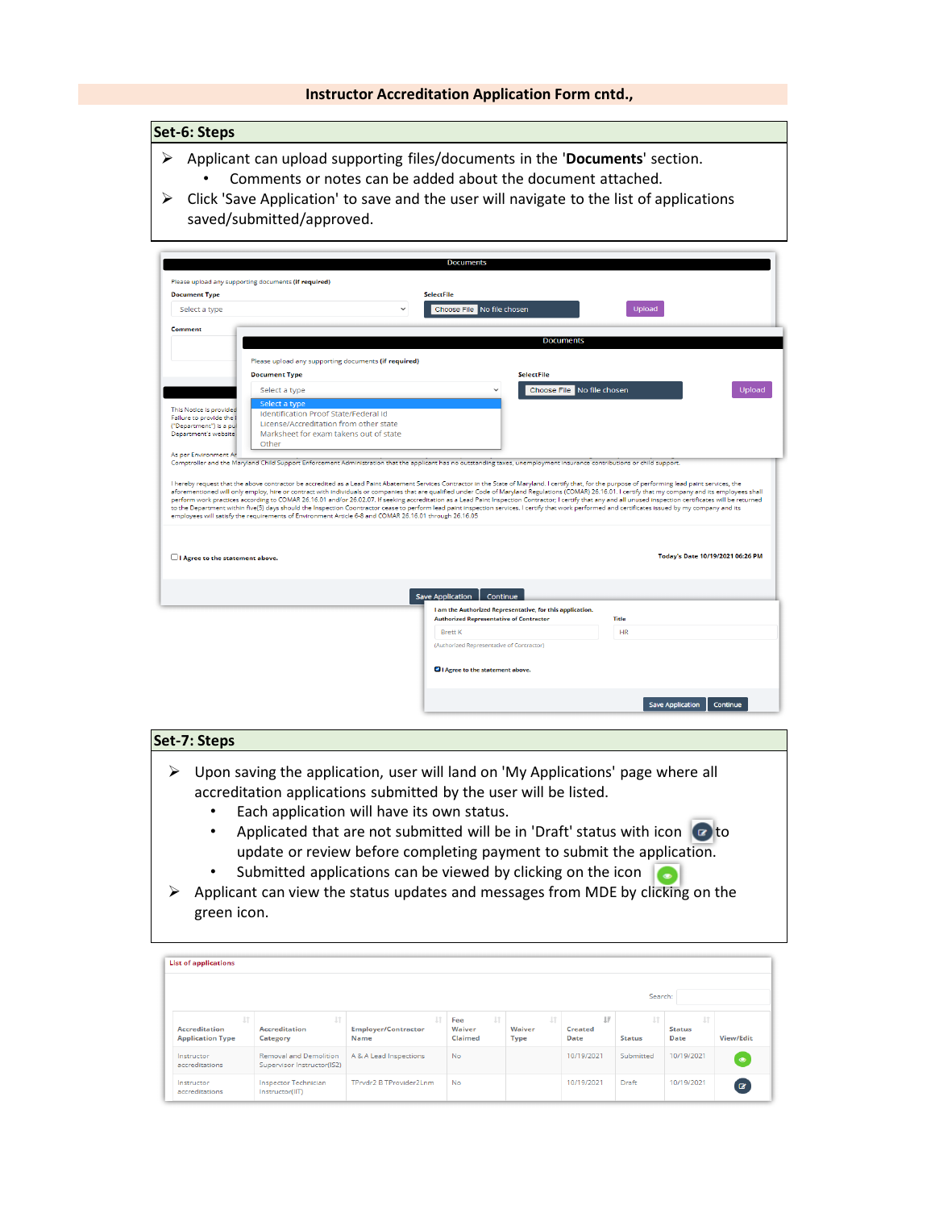**Instructor Accreditation Application Form cntd.,**

## Set-6: Steps

- Applicant can upload supporting files/documents in the '**Documents**' section.
  - Comments or notes can be added about the document attached.
- Click 'Save Application' to save and the user will navigate to the list of applications saved/submitted/approved.

Documents

Please upload any supporting documents (if required)

Document Type | Select File

Select a type | Choose File No file chosen | Upload

Select a type
Identification Proof State/Federal Id
License/Accreditation from other state
Marksheet for exam takens out of state
Other

Comment

I Agree to the statement above.

Today's Date 10/19/2021 06:26 PM

Save Application | Continue

I am the Authorized Representative, for this application.

Authorized Representative of Contractor: Brett K | Title: HR

I Agree to the statement above.

Save Application | Continue

## Set-7: Steps

- Upon saving the application, user will land on 'My Applications' page where all accreditation applications submitted by the user will be listed.
  - Each application will have its own status.
  - Applicated that are not submitted will be in 'Draft' status with icon to update or review before completing payment to submit the application.
  - Submitted applications can be viewed by clicking on the icon
- Applicant can view the status updates and messages from MDE by clicking on the green icon.

List of applications

Search:

| Accreditation Application Type | Accreditation Category | Employer/Contractor Name | Fee Waiver Claimed | Waiver Type | Created Date | Status | Status Date | View/Edit |
|---|---|---|---|---|---|---|---|---|
| Instructor accreditations | Removal and Demolition Supervisor Instructor(IS2) | A & A Lead Inspections | No | | 10/19/2021 | Submitted | 10/19/2021 | |
| Instructor accreditations | Inspector Technician Instructor(IIT) | TPrvdr2 B TProvider2Lnm | No | | 10/19/2021 | Draft | 10/19/2021 | |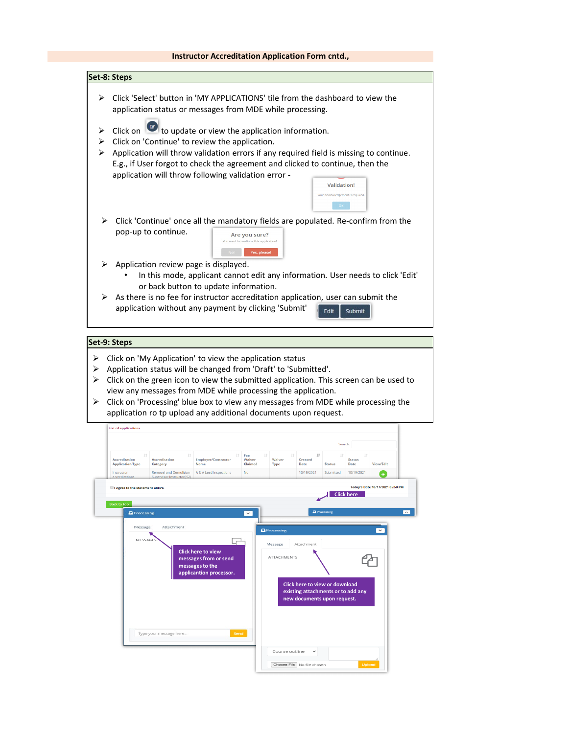**Instructor Accreditation Application Form cntd.,**

## Set-8: Steps

- Click 'Select' button in 'MY APPLICATIONS' tile from the dashboard to view the application status or messages from MDE while processing.
- Click on [edit icon] to update or view the application information.
- Click on 'Continue' to review the application.
- Application will throw validation errors if any required field is missing to continue. E.g., if User forgot to check the agreement and clicked to continue, then the application will throw following validation error -

  Validation!
  Your acknowledgement is required.
  OK

- Click 'Continue' once all the mandatory fields are populated. Re-confirm from the pop-up to continue.

  Are you sure?
  You want to continue this application!
  No! Yes, please!

- Application review page is displayed.
  - In this mode, applicant cannot edit any information. User needs to click 'Edit' or back button to update information.
- As there is no fee for instructor accreditation application, user can submit the application without any payment by clicking 'Submit'

  Edit Submit

## Set-9: Steps

- Click on 'My Application' to view the application status
- Application status will be changed from 'Draft' to 'Submitted'.
- Click on the green icon to view the submitted application. This screen can be used to view any messages from MDE while processing the application.
- Click on 'Processing' blue box to view any messages from MDE while processing the application ro tp upload any additional documents upon request.

List of applications

Search:

| Accreditation Application Type | Accreditation Category | Employer/Contractor Name | Fee Waiver Claimed | Waiver Type | Created Date | Status | Status Date | View/Edit |
|---|---|---|---|---|---|---|---|---|
| Instructor accreditations | Removal and Demolition Supervisor Instructor(IS2) | A & A Lead Inspections | No | | 10/19/2021 | Submitted | 10/19/2021 | |

I Agree to the statement above.

Today's Date 10/17/2021 05:58 PM

Click here

Back to top

Processing

Message Attachment

MESSAGES

Click here to view messages from or send messages to the applicantion processor.

Type your message here... Send

Processing

Message Attachment

ATTACHMENTS

Click here to view or download existing attachments or to add any new documents upon request.

Course outline

Choose File No file chosen Upload